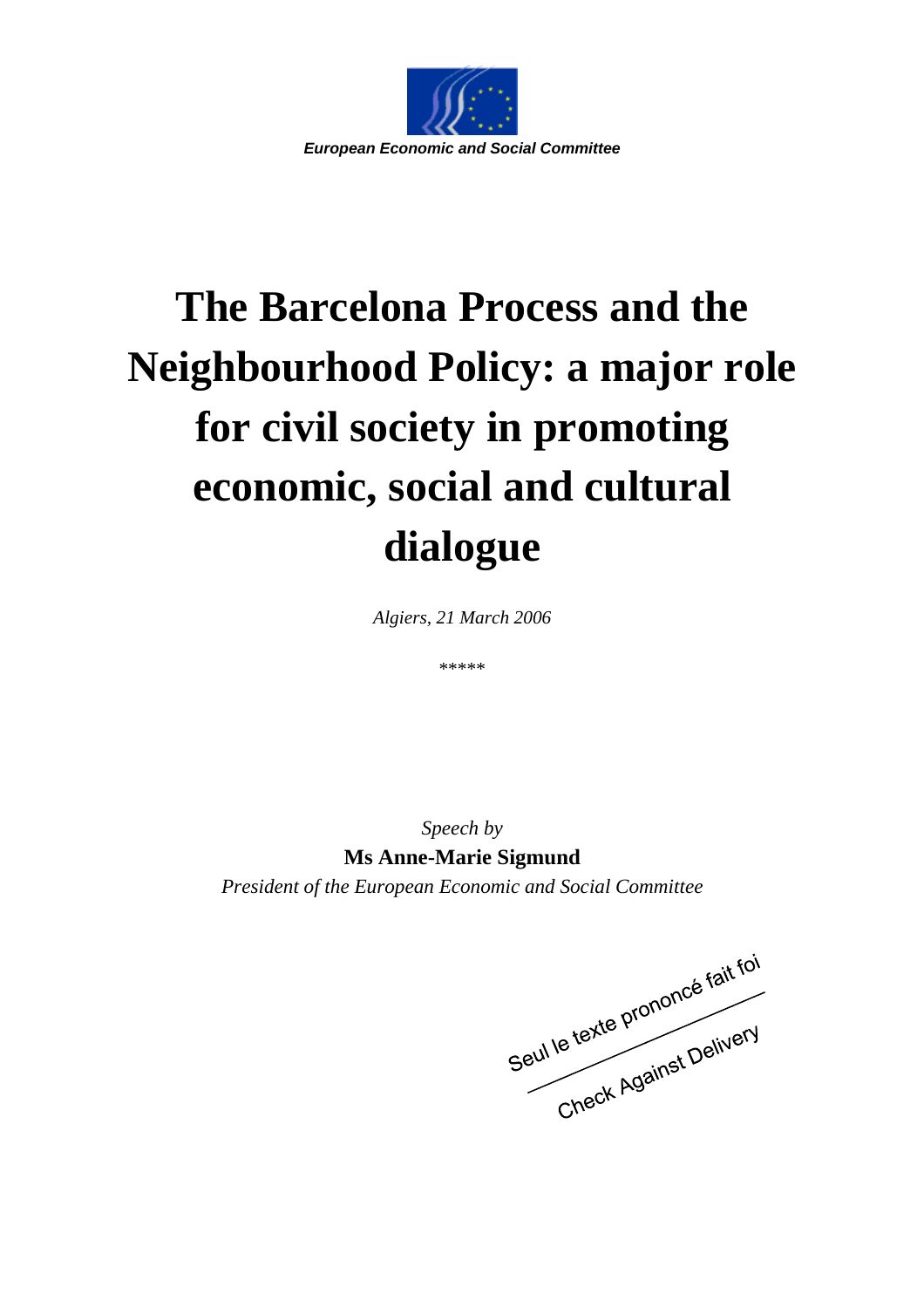*European Economic and Social Committee*

# The Barcelona Process and the Neighbourhood Policy: a major role for civil society in promoting economic, social and cultural dialogue

*Algiers, 21 March 2006*

*****

*Speech by*

**Ms Anne-Marie Sigmund**

*President of the European Economic and Social Committee*

Seul le texte prononcé fait foi

Check Against Delivery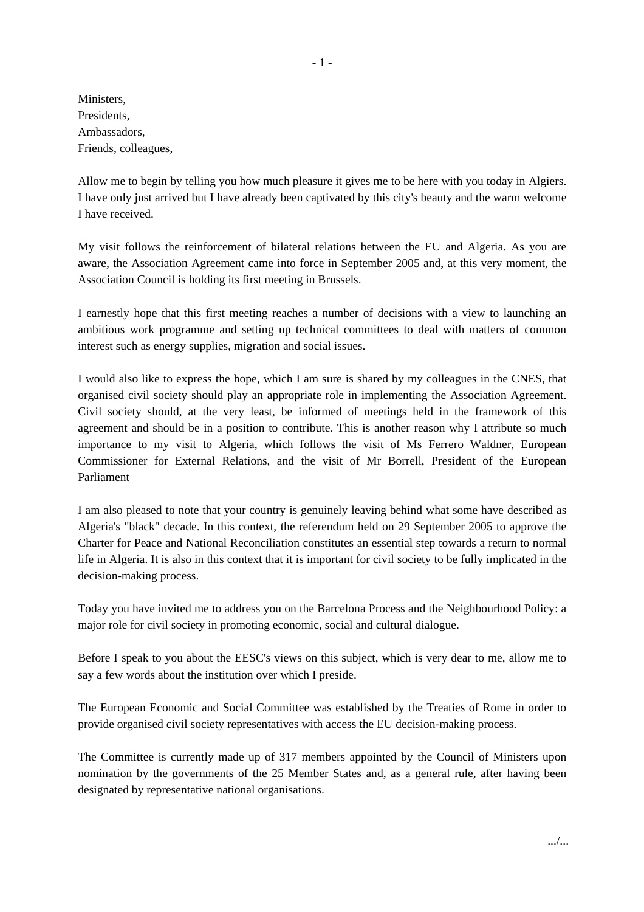Ministers,
Presidents,
Ambassadors,
Friends, colleagues,

Allow me to begin by telling you how much pleasure it gives me to be here with you today in Algiers. I have only just arrived but I have already been captivated by this city's beauty and the warm welcome I have received.

My visit follows the reinforcement of bilateral relations between the EU and Algeria. As you are aware, the Association Agreement came into force in September 2005 and, at this very moment, the Association Council is holding its first meeting in Brussels.

I earnestly hope that this first meeting reaches a number of decisions with a view to launching an ambitious work programme and setting up technical committees to deal with matters of common interest such as energy supplies, migration and social issues.

I would also like to express the hope, which I am sure is shared by my colleagues in the CNES, that organised civil society should play an appropriate role in implementing the Association Agreement. Civil society should, at the very least, be informed of meetings held in the framework of this agreement and should be in a position to contribute. This is another reason why I attribute so much importance to my visit to Algeria, which follows the visit of Ms Ferrero Waldner, European Commissioner for External Relations, and the visit of Mr Borrell, President of the European Parliament

I am also pleased to note that your country is genuinely leaving behind what some have described as Algeria's "black" decade. In this context, the referendum held on 29 September 2005 to approve the Charter for Peace and National Reconciliation constitutes an essential step towards a return to normal life in Algeria. It is also in this context that it is important for civil society to be fully implicated in the decision-making process.

Today you have invited me to address you on the Barcelona Process and the Neighbourhood Policy: a major role for civil society in promoting economic, social and cultural dialogue.

Before I speak to you about the EESC's views on this subject, which is very dear to me, allow me to say a few words about the institution over which I preside.

The European Economic and Social Committee was established by the Treaties of Rome in order to provide organised civil society representatives with access the EU decision-making process.

The Committee is currently made up of 317 members appointed by the Council of Ministers upon nomination by the governments of the 25 Member States and, as a general rule, after having been designated by representative national organisations.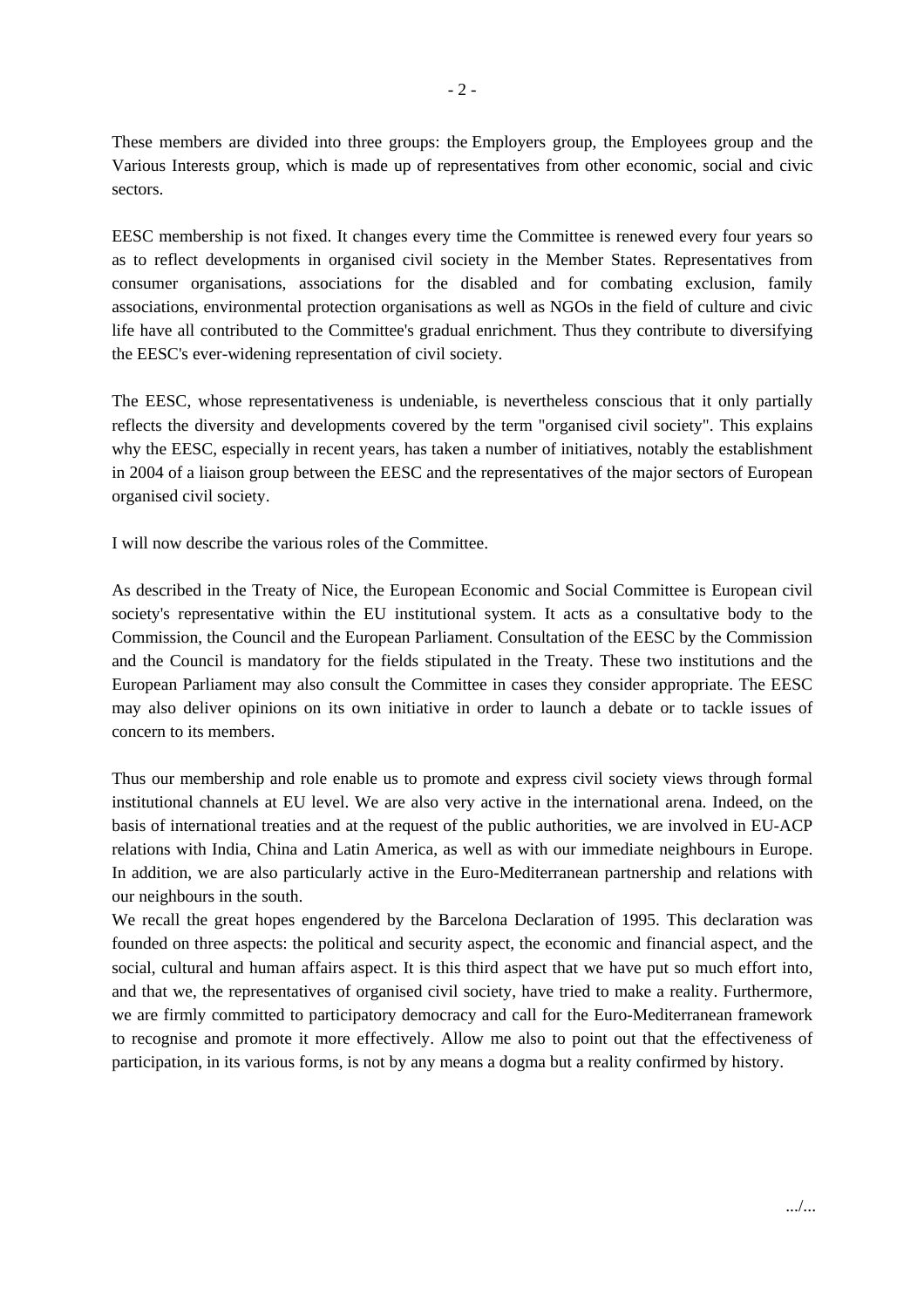These members are divided into three groups: the Employers group, the Employees group and the Various Interests group, which is made up of representatives from other economic, social and civic sectors.

EESC membership is not fixed. It changes every time the Committee is renewed every four years so as to reflect developments in organised civil society in the Member States. Representatives from consumer organisations, associations for the disabled and for combating exclusion, family associations, environmental protection organisations as well as NGOs in the field of culture and civic life have all contributed to the Committee's gradual enrichment. Thus they contribute to diversifying the EESC's ever-widening representation of civil society.

The EESC, whose representativeness is undeniable, is nevertheless conscious that it only partially reflects the diversity and developments covered by the term "organised civil society". This explains why the EESC, especially in recent years, has taken a number of initiatives, notably the establishment in 2004 of a liaison group between the EESC and the representatives of the major sectors of European organised civil society.

I will now describe the various roles of the Committee.

As described in the Treaty of Nice, the European Economic and Social Committee is European civil society's representative within the EU institutional system. It acts as a consultative body to the Commission, the Council and the European Parliament. Consultation of the EESC by the Commission and the Council is mandatory for the fields stipulated in the Treaty. These two institutions and the European Parliament may also consult the Committee in cases they consider appropriate. The EESC may also deliver opinions on its own initiative in order to launch a debate or to tackle issues of concern to its members.

Thus our membership and role enable us to promote and express civil society views through formal institutional channels at EU level. We are also very active in the international arena. Indeed, on the basis of international treaties and at the request of the public authorities, we are involved in EU-ACP relations with India, China and Latin America, as well as with our immediate neighbours in Europe. In addition, we are also particularly active in the Euro-Mediterranean partnership and relations with our neighbours in the south.

We recall the great hopes engendered by the Barcelona Declaration of 1995. This declaration was founded on three aspects: the political and security aspect, the economic and financial aspect, and the social, cultural and human affairs aspect. It is this third aspect that we have put so much effort into, and that we, the representatives of organised civil society, have tried to make a reality. Furthermore, we are firmly committed to participatory democracy and call for the Euro-Mediterranean framework to recognise and promote it more effectively. Allow me also to point out that the effectiveness of participation, in its various forms, is not by any means a dogma but a reality confirmed by history.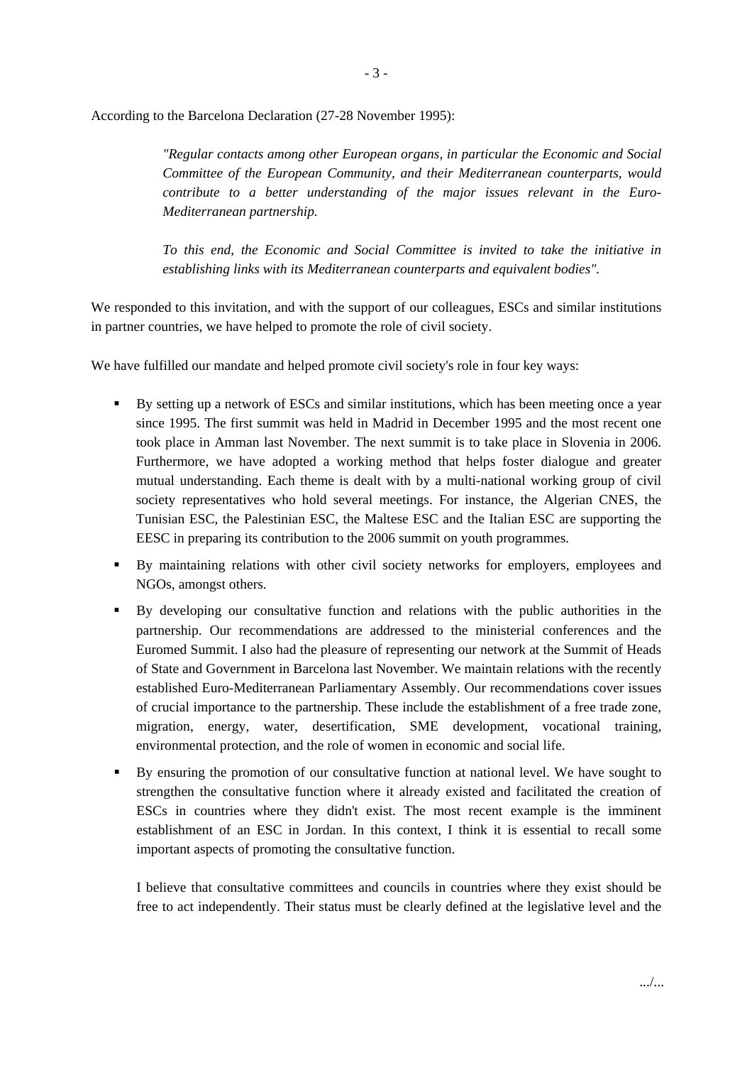According to the Barcelona Declaration (27-28 November 1995):

> *"Regular contacts among other European organs, in particular the Economic and Social Committee of the European Community, and their Mediterranean counterparts, would contribute to a better understanding of the major issues relevant in the Euro-Mediterranean partnership.*
>
> *To this end, the Economic and Social Committee is invited to take the initiative in establishing links with its Mediterranean counterparts and equivalent bodies".*

We responded to this invitation, and with the support of our colleagues, ESCs and similar institutions in partner countries, we have helped to promote the role of civil society.

We have fulfilled our mandate and helped promote civil society's role in four key ways:

- By setting up a network of ESCs and similar institutions, which has been meeting once a year since 1995. The first summit was held in Madrid in December 1995 and the most recent one took place in Amman last November. The next summit is to take place in Slovenia in 2006. Furthermore, we have adopted a working method that helps foster dialogue and greater mutual understanding. Each theme is dealt with by a multi-national working group of civil society representatives who hold several meetings. For instance, the Algerian CNES, the Tunisian ESC, the Palestinian ESC, the Maltese ESC and the Italian ESC are supporting the EESC in preparing its contribution to the 2006 summit on youth programmes.
- By maintaining relations with other civil society networks for employers, employees and NGOs, amongst others.
- By developing our consultative function and relations with the public authorities in the partnership. Our recommendations are addressed to the ministerial conferences and the Euromed Summit. I also had the pleasure of representing our network at the Summit of Heads of State and Government in Barcelona last November. We maintain relations with the recently established Euro-Mediterranean Parliamentary Assembly. Our recommendations cover issues of crucial importance to the partnership. These include the establishment of a free trade zone, migration, energy, water, desertification, SME development, vocational training, environmental protection, and the role of women in economic and social life.
- By ensuring the promotion of our consultative function at national level. We have sought to strengthen the consultative function where it already existed and facilitated the creation of ESCs in countries where they didn't exist. The most recent example is the imminent establishment of an ESC in Jordan. In this context, I think it is essential to recall some important aspects of promoting the consultative function.

  I believe that consultative committees and councils in countries where they exist should be free to act independently. Their status must be clearly defined at the legislative level and the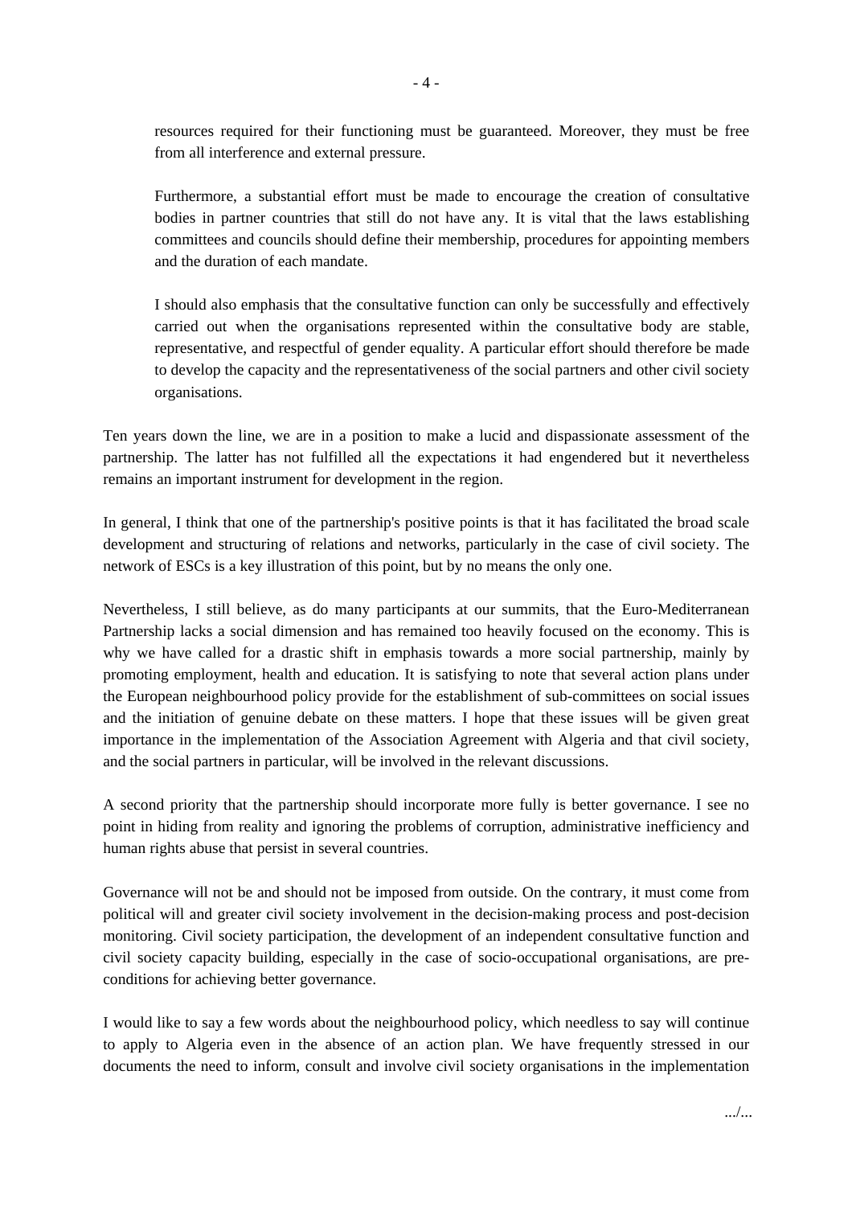resources required for their functioning must be guaranteed. Moreover, they must be free from all interference and external pressure.

Furthermore, a substantial effort must be made to encourage the creation of consultative bodies in partner countries that still do not have any. It is vital that the laws establishing committees and councils should define their membership, procedures for appointing members and the duration of each mandate.

I should also emphasis that the consultative function can only be successfully and effectively carried out when the organisations represented within the consultative body are stable, representative, and respectful of gender equality. A particular effort should therefore be made to develop the capacity and the representativeness of the social partners and other civil society organisations.

Ten years down the line, we are in a position to make a lucid and dispassionate assessment of the partnership. The latter has not fulfilled all the expectations it had engendered but it nevertheless remains an important instrument for development in the region.

In general, I think that one of the partnership's positive points is that it has facilitated the broad scale development and structuring of relations and networks, particularly in the case of civil society. The network of ESCs is a key illustration of this point, but by no means the only one.

Nevertheless, I still believe, as do many participants at our summits, that the Euro-Mediterranean Partnership lacks a social dimension and has remained too heavily focused on the economy. This is why we have called for a drastic shift in emphasis towards a more social partnership, mainly by promoting employment, health and education. It is satisfying to note that several action plans under the European neighbourhood policy provide for the establishment of sub-committees on social issues and the initiation of genuine debate on these matters. I hope that these issues will be given great importance in the implementation of the Association Agreement with Algeria and that civil society, and the social partners in particular, will be involved in the relevant discussions.

A second priority that the partnership should incorporate more fully is better governance. I see no point in hiding from reality and ignoring the problems of corruption, administrative inefficiency and human rights abuse that persist in several countries.

Governance will not be and should not be imposed from outside. On the contrary, it must come from political will and greater civil society involvement in the decision-making process and post-decision monitoring. Civil society participation, the development of an independent consultative function and civil society capacity building, especially in the case of socio-occupational organisations, are pre-conditions for achieving better governance.

I would like to say a few words about the neighbourhood policy, which needless to say will continue to apply to Algeria even in the absence of an action plan. We have frequently stressed in our documents the need to inform, consult and involve civil society organisations in the implementation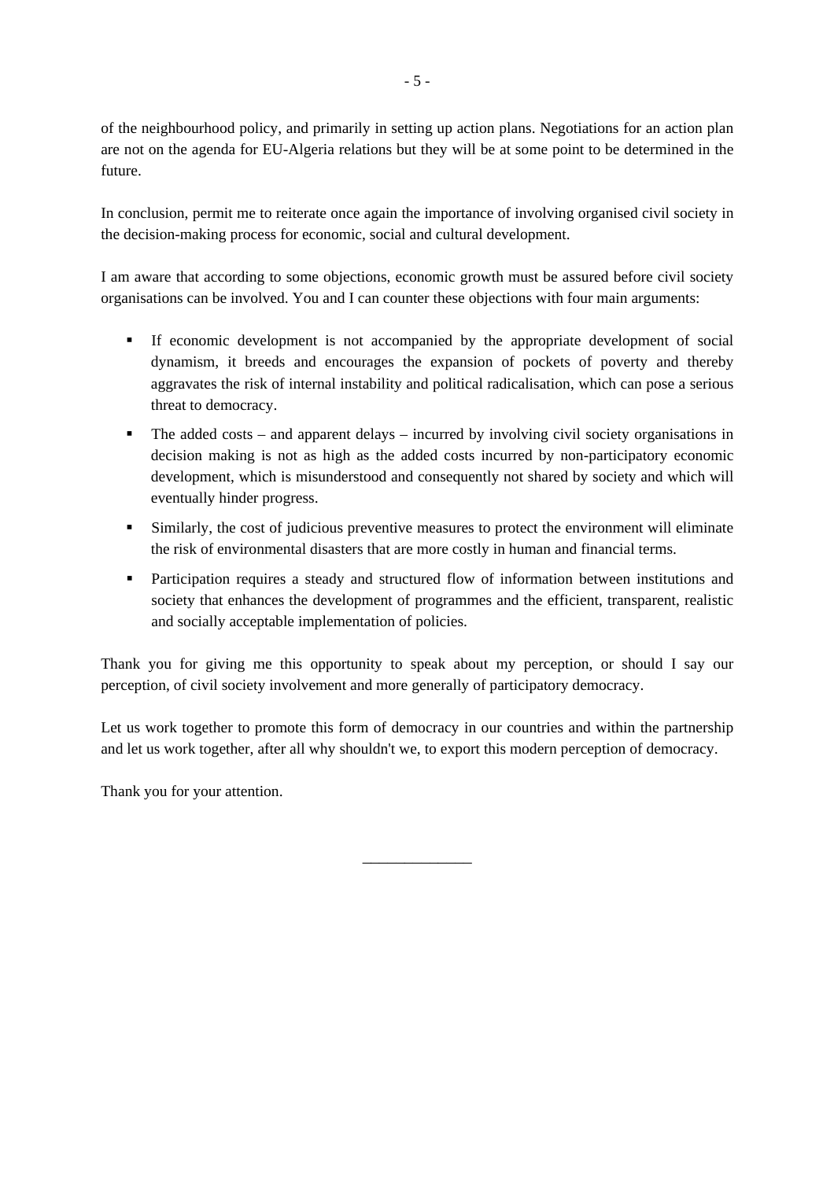of the neighbourhood policy, and primarily in setting up action plans. Negotiations for an action plan are not on the agenda for EU-Algeria relations but they will be at some point to be determined in the future.

In conclusion, permit me to reiterate once again the importance of involving organised civil society in the decision-making process for economic, social and cultural development.

I am aware that according to some objections, economic growth must be assured before civil society organisations can be involved. You and I can counter these objections with four main arguments:

- If economic development is not accompanied by the appropriate development of social dynamism, it breeds and encourages the expansion of pockets of poverty and thereby aggravates the risk of internal instability and political radicalisation, which can pose a serious threat to democracy.
- The added costs – and apparent delays – incurred by involving civil society organisations in decision making is not as high as the added costs incurred by non-participatory economic development, which is misunderstood and consequently not shared by society and which will eventually hinder progress.
- Similarly, the cost of judicious preventive measures to protect the environment will eliminate the risk of environmental disasters that are more costly in human and financial terms.
- Participation requires a steady and structured flow of information between institutions and society that enhances the development of programmes and the efficient, transparent, realistic and socially acceptable implementation of policies.

Thank you for giving me this opportunity to speak about my perception, or should I say our perception, of civil society involvement and more generally of participatory democracy.

Let us work together to promote this form of democracy in our countries and within the partnership and let us work together, after all why shouldn't we, to export this modern perception of democracy.

Thank you for your attention.

_____________